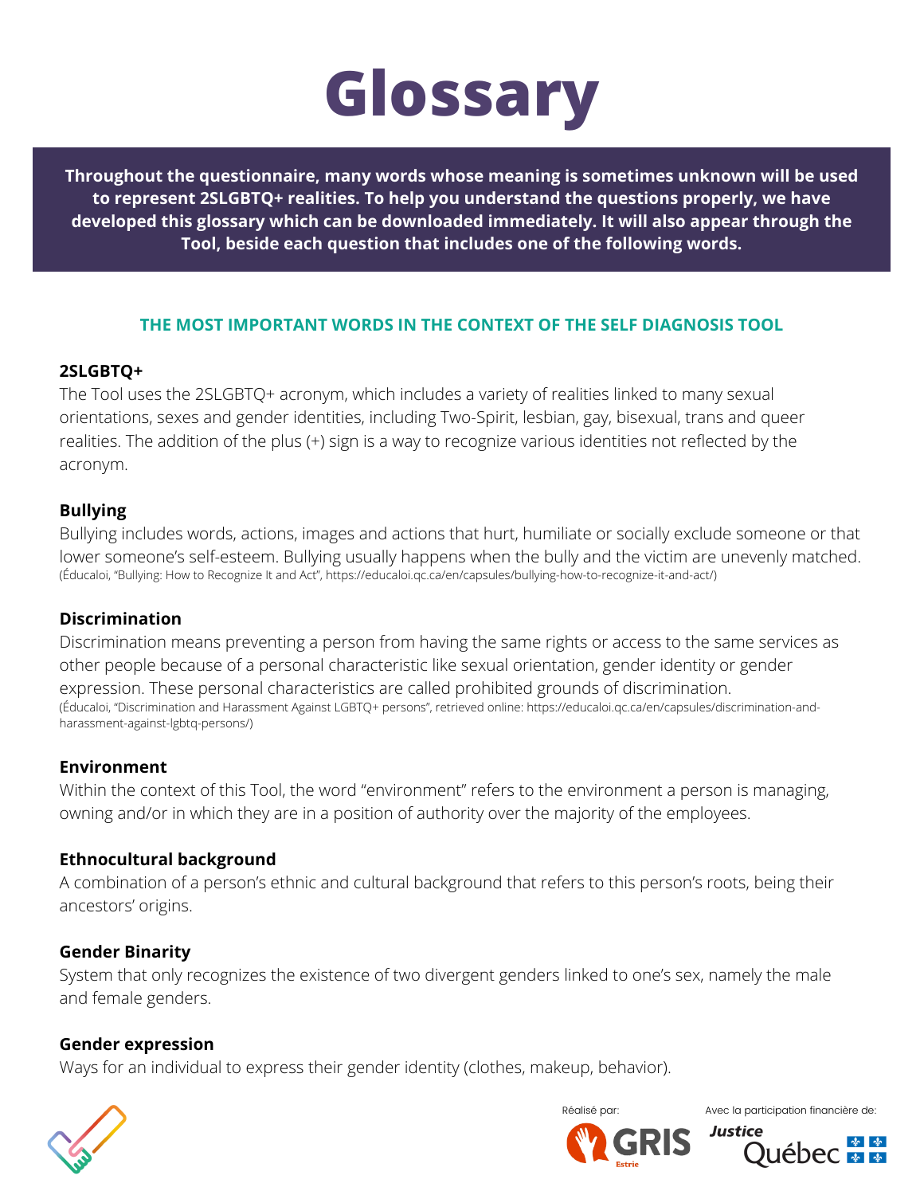# Glossary

**Throughout the questionnaire, many words whose meaning is sometimes unknown will be used to represent 2SLGBTQ+ realities. To help you understand the questions properly, we have developed this glossary which can be downloaded immediately. It will also appear through the Tool, beside each question that includes one of the following words.**

## THE MOST IMPORTANT WORDS IN THE CONTEXT OF THE SELF DIAGNOSIS TOOL

**2SLGBTQ+**

The Tool uses the 2SLGBTQ+ acronym, which includes a variety of realities linked to many sexual orientations, sexes and gender identities, including Two-Spirit, lesbian, gay, bisexual, trans and queer realities. The addition of the plus (+) sign is a way to recognize various identities not reflected by the acronym.

**Bullying**

Bullying includes words, actions, images and actions that hurt, humiliate or socially exclude someone or that lower someone's self-esteem. Bullying usually happens when the bully and the victim are unevenly matched.
(Éducaloi, "Bullying: How to Recognize It and Act", https://educaloi.qc.ca/en/capsules/bullying-how-to-recognize-it-and-act/)

**Discrimination**

Discrimination means preventing a person from having the same rights or access to the same services as other people because of a personal characteristic like sexual orientation, gender identity or gender expression. These personal characteristics are called prohibited grounds of discrimination.
(Éducaloi, "Discrimination and Harassment Against LGBTQ+ persons", retrieved online: https://educaloi.qc.ca/en/capsules/discrimination-and-harassment-against-lgbtq-persons/)

**Environment**

Within the context of this Tool, the word "environment" refers to the environment a person is managing, owning and/or in which they are in a position of authority over the majority of the employees.

**Ethnocultural background**

A combination of a person's ethnic and cultural background that refers to this person's roots, being their ancestors' origins.

**Gender Binarity**

System that only recognizes the existence of two divergent genders linked to one's sex, namely the male and female genders.

**Gender expression**

Ways for an individual to express their gender identity (clothes, makeup, behavior).

Réalisé par: GRIS Estrie

Avec la participation financière de: Justice Québec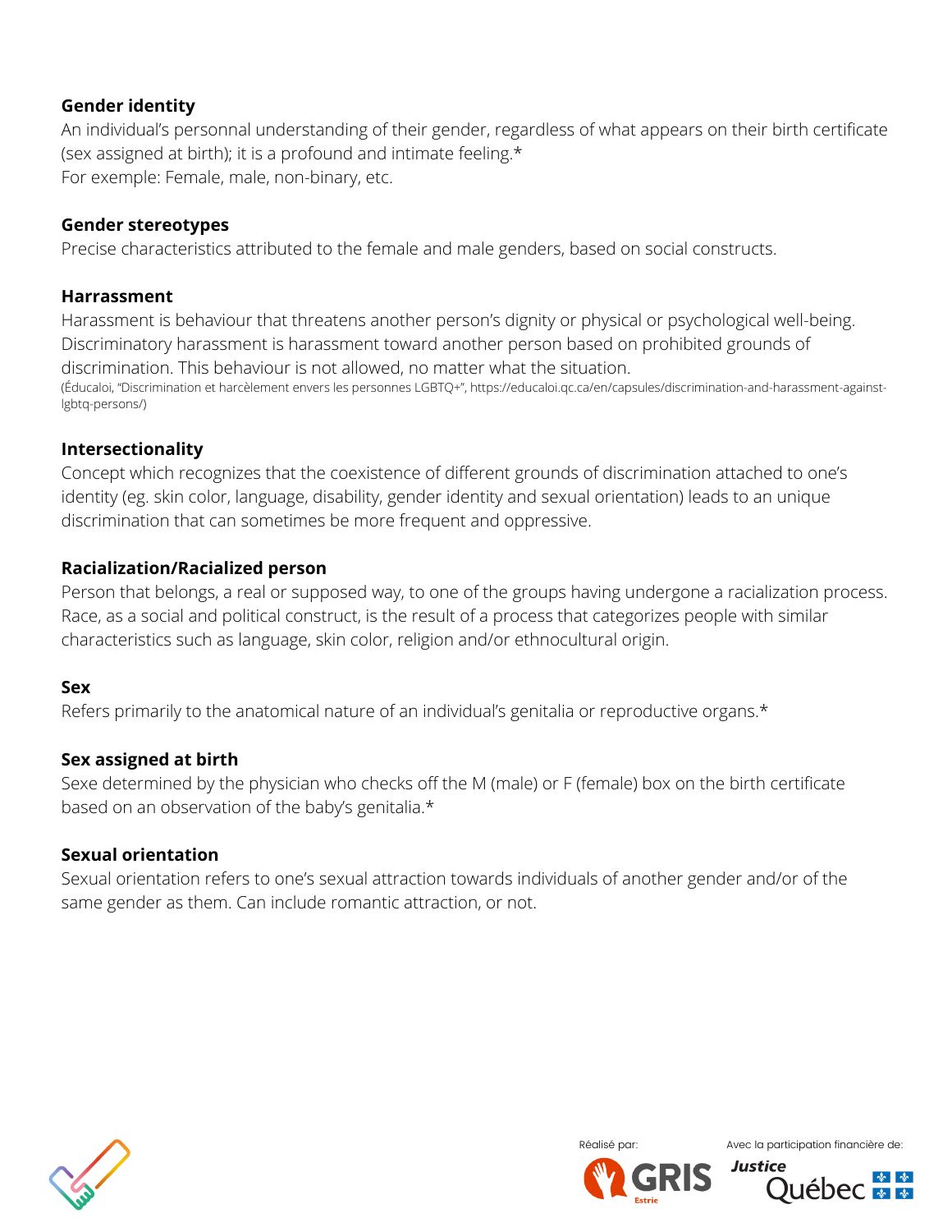**Gender identity**
An individual's personnal understanding of their gender, regardless of what appears on their birth certificate (sex assigned at birth); it is a profound and intimate feeling.*
For exemple: Female, male, non-binary, etc.

**Gender stereotypes**
Precise characteristics attributed to the female and male genders, based on social constructs.

**Harrassment**
Harassment is behaviour that threatens another person's dignity or physical or psychological well-being. Discriminatory harassment is harassment toward another person based on prohibited grounds of discrimination. This behaviour is not allowed, no matter what the situation.
(Éducaloi, "Discrimination et harcèlement envers les personnes LGBTQ+", https://educaloi.qc.ca/en/capsules/discrimination-and-harassment-against-lgbtq-persons/)

**Intersectionality**
Concept which recognizes that the coexistence of different grounds of discrimination attached to one's identity (eg. skin color, language, disability, gender identity and sexual orientation) leads to an unique discrimination that can sometimes be more frequent and oppressive.

**Racialization/Racialized person**
Person that belongs, a real or supposed way, to one of the groups having undergone a racialization process. Race, as a social and political construct, is the result of a process that categorizes people with similar characteristics such as language, skin color, religion and/or ethnocultural origin.

**Sex**
Refers primarily to the anatomical nature of an individual's genitalia or reproductive organs.*

**Sex assigned at birth**
Sexe determined by the physician who checks off the M (male) or F (female) box on the birth certificate based on an observation of the baby's genitalia.*

**Sexual orientation**
Sexual orientation refers to one's sexual attraction towards individuals of another gender and/or of the same gender as them. Can include romantic attraction, or not.

Réalisé par: GRIS Estrie

Avec la participation financière de: Justice Québec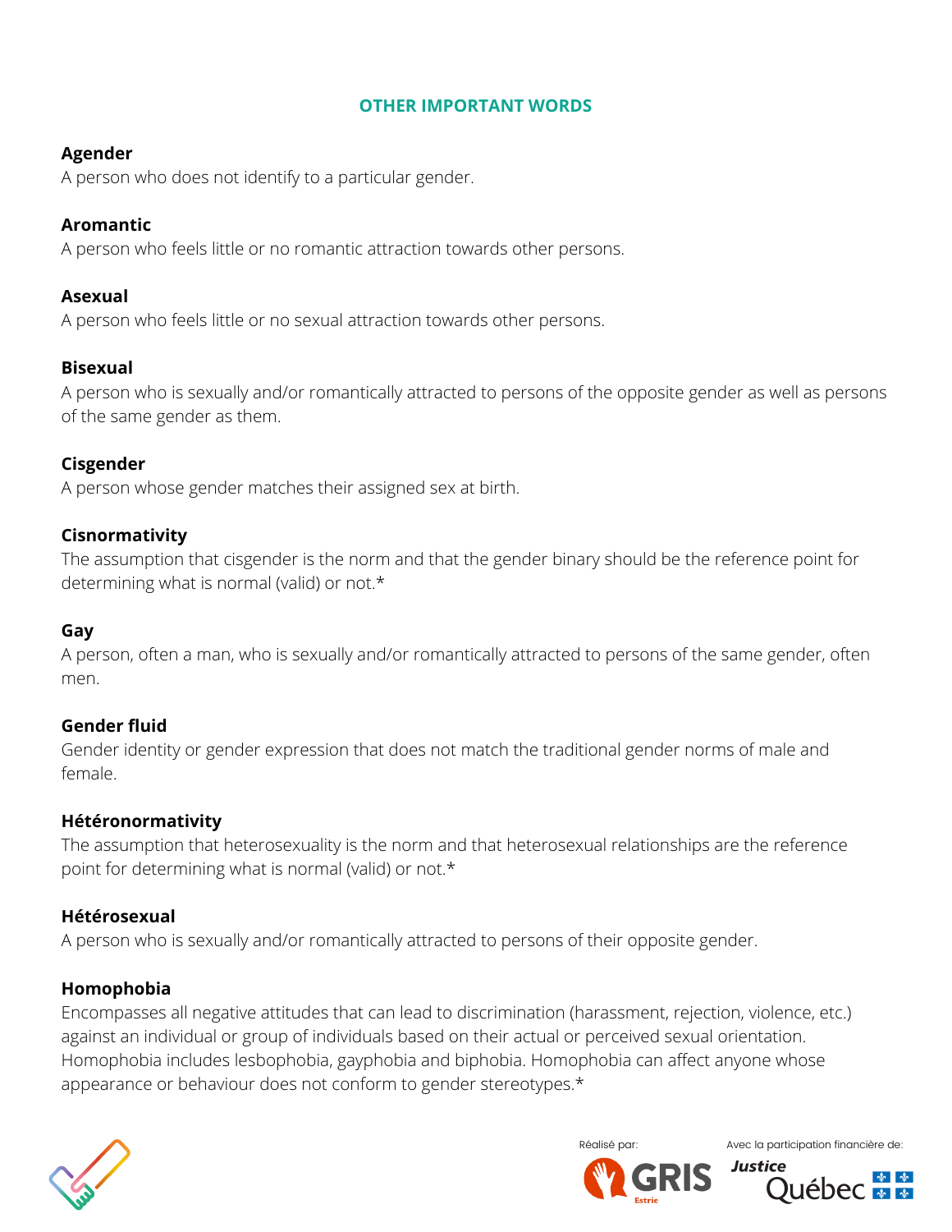## OTHER IMPORTANT WORDS

**Agender**
A person who does not identify to a particular gender.

**Aromantic**
A person who feels little or no romantic attraction towards other persons.

**Asexual**
A person who feels little or no sexual attraction towards other persons.

**Bisexual**
A person who is sexually and/or romantically attracted to persons of the opposite gender as well as persons of the same gender as them.

**Cisgender**
A person whose gender matches their assigned sex at birth.

**Cisnormativity**
The assumption that cisgender is the norm and that the gender binary should be the reference point for determining what is normal (valid) or not.*

**Gay**
A person, often a man, who is sexually and/or romantically attracted to persons of the same gender, often men.

**Gender fluid**
Gender identity or gender expression that does not match the traditional gender norms of male and female.

**Hétéronormativity**
The assumption that heterosexuality is the norm and that heterosexual relationships are the reference point for determining what is normal (valid) or not.*

**Hétérosexual**
A person who is sexually and/or romantically attracted to persons of their opposite gender.

**Homophobia**
Encompasses all negative attitudes that can lead to discrimination (harassment, rejection, violence, etc.) against an individual or group of individuals based on their actual or perceived sexual orientation. Homophobia includes lesbophobia, gayphobia and biphobia. Homophobia can affect anyone whose appearance or behaviour does not conform to gender stereotypes.*

Réalisé par: GRIS Estrie

Avec la participation financière de: Justice Québec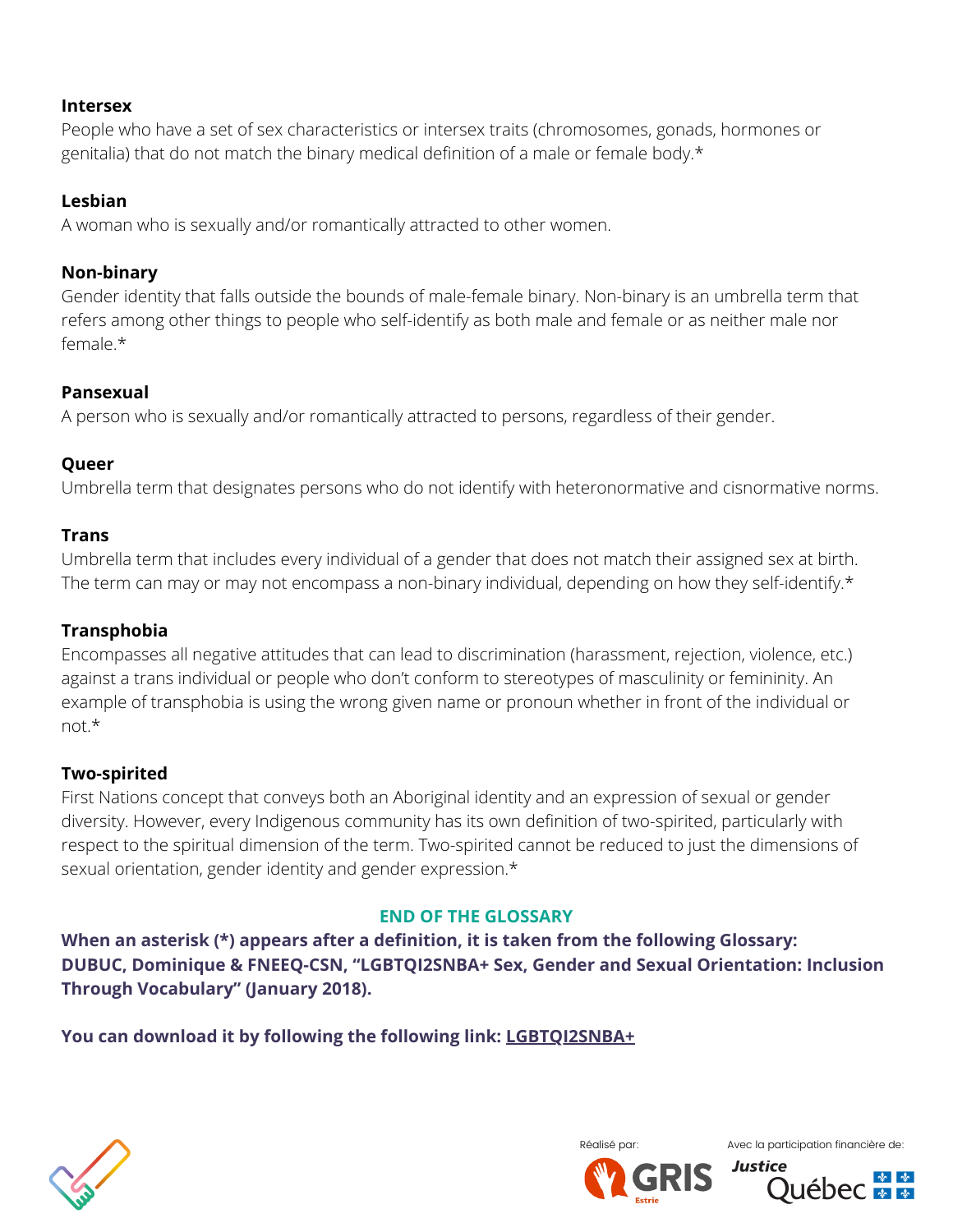**Intersex**
People who have a set of sex characteristics or intersex traits (chromosomes, gonads, hormones or genitalia) that do not match the binary medical definition of a male or female body.*

**Lesbian**
A woman who is sexually and/or romantically attracted to other women.

**Non-binary**
Gender identity that falls outside the bounds of male-female binary. Non-binary is an umbrella term that refers among other things to people who self-identify as both male and female or as neither male nor female.*

**Pansexual**
A person who is sexually and/or romantically attracted to persons, regardless of their gender.

**Queer**
Umbrella term that designates persons who do not identify with heteronormative and cisnormative norms.

**Trans**
Umbrella term that includes every individual of a gender that does not match their assigned sex at birth. The term can may or may not encompass a non-binary individual, depending on how they self-identify.*

**Transphobia**
Encompasses all negative attitudes that can lead to discrimination (harassment, rejection, violence, etc.) against a trans individual or people who don't conform to stereotypes of masculinity or femininity. An example of transphobia is using the wrong given name or pronoun whether in front of the individual or not.*

**Two-spirited**
First Nations concept that conveys both an Aboriginal identity and an expression of sexual or gender diversity. However, every Indigenous community has its own definition of two-spirited, particularly with respect to the spiritual dimension of the term. Two-spirited cannot be reduced to just the dimensions of sexual orientation, gender identity and gender expression.*

**END OF THE GLOSSARY**

**When an asterisk (*) appears after a definition, it is taken from the following Glossary: DUBUC, Dominique & FNEEQ-CSN, "LGBTQI2SNBA+ Sex, Gender and Sexual Orientation: Inclusion Through Vocabulary" (January 2018).**

**You can download it by following the following link: LGBTQI2SNBA+**

Réalisé par: GRIS Estrie

Avec la participation financière de: Justice Québec